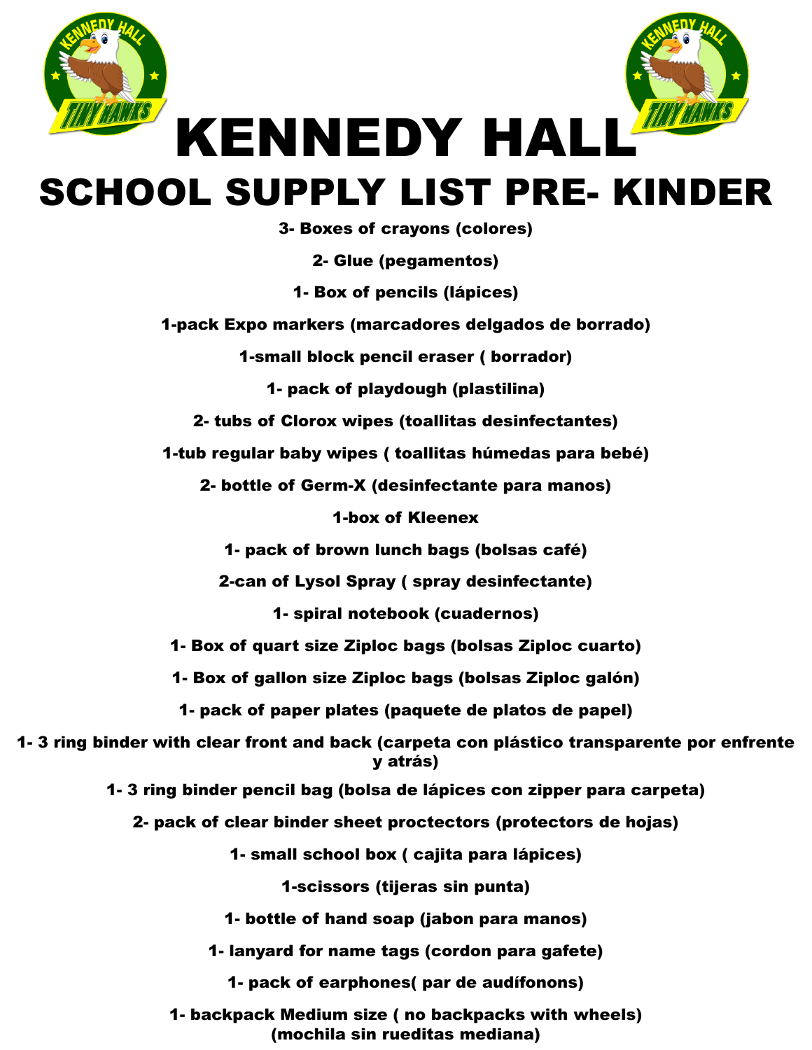# KENNEDY HALL

## SCHOOL SUPPLY LIST PRE- KINDER

**3- Boxes of crayons (colores)**

**2- Glue (pegamentos)**

**1- Box of pencils (lápices)**

**1-pack Expo markers (marcadores delgados de borrado)**

**1-small block pencil eraser ( borrador)**

**1- pack of playdough (plastilina)**

**2- tubs of Clorox wipes (toallitas desinfectantes)**

**1-tub regular baby wipes ( toallitas húmedas para bebé)**

**2- bottle of Germ-X (desinfectante para manos)**

**1-box of Kleenex**

**1- pack of brown lunch bags (bolsas café)**

**2-can of Lysol Spray ( spray desinfectante)**

**1- spiral notebook (cuadernos)**

**1- Box of quart size Ziploc bags (bolsas Ziploc cuarto)**

**1- Box of gallon size Ziploc bags (bolsas Ziploc galón)**

**1- pack of paper plates (paquete de platos de papel)**

**1- 3 ring binder with clear front and back (carpeta con plástico transparente por enfrente y atrás)**

**1- 3 ring binder pencil bag (bolsa de lápices con zipper para carpeta)**

**2- pack of clear binder sheet proctectors (protectors de hojas)**

**1- small school box ( cajita para lápices)**

**1-scissors (tijeras sin punta)**

**1- bottle of hand soap (jabon para manos)**

**1- lanyard for name tags (cordon para gafete)**

**1- pack of earphones( par de audífonons)**

**1- backpack Medium size ( no backpacks with wheels) (mochila sin rueditas mediana)**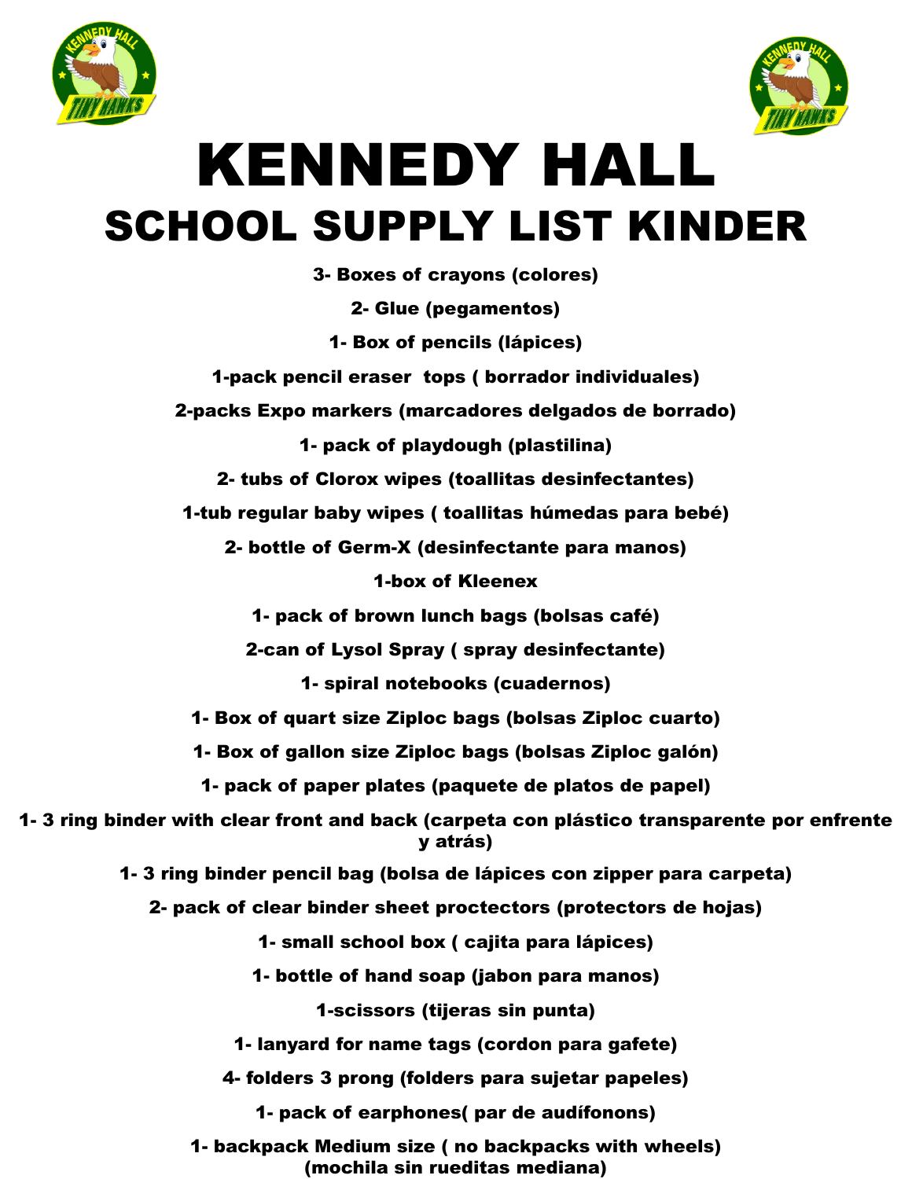# KENNEDY HALL

## SCHOOL SUPPLY LIST KINDER

3- Boxes of crayons (colores)

2- Glue (pegamentos)

1- Box of pencils (lápices)

1-pack pencil eraser tops ( borrador individuales)

2-packs Expo markers (marcadores delgados de borrado)

1- pack of playdough (plastilina)

2- tubs of Clorox wipes (toallitas desinfectantes)

1-tub regular baby wipes ( toallitas húmedas para bebé)

2- bottle of Germ-X (desinfectante para manos)

1-box of Kleenex

1- pack of brown lunch bags (bolsas café)

2-can of Lysol Spray ( spray desinfectante)

1- spiral notebooks (cuadernos)

1- Box of quart size Ziploc bags (bolsas Ziploc cuarto)

1- Box of gallon size Ziploc bags (bolsas Ziploc galón)

1- pack of paper plates (paquete de platos de papel)

1- 3 ring binder with clear front and back (carpeta con plástico transparente por enfrente y atrás)

1- 3 ring binder pencil bag (bolsa de lápices con zipper para carpeta)

2- pack of clear binder sheet proctectors (protectors de hojas)

1- small school box ( cajita para lápices)

1- bottle of hand soap (jabon para manos)

1-scissors (tijeras sin punta)

1- lanyard for name tags (cordon para gafete)

4- folders 3 prong (folders para sujetar papeles)

1- pack of earphones( par de audífonons)

1- backpack Medium size ( no backpacks with wheels) (mochila sin rueditas mediana)